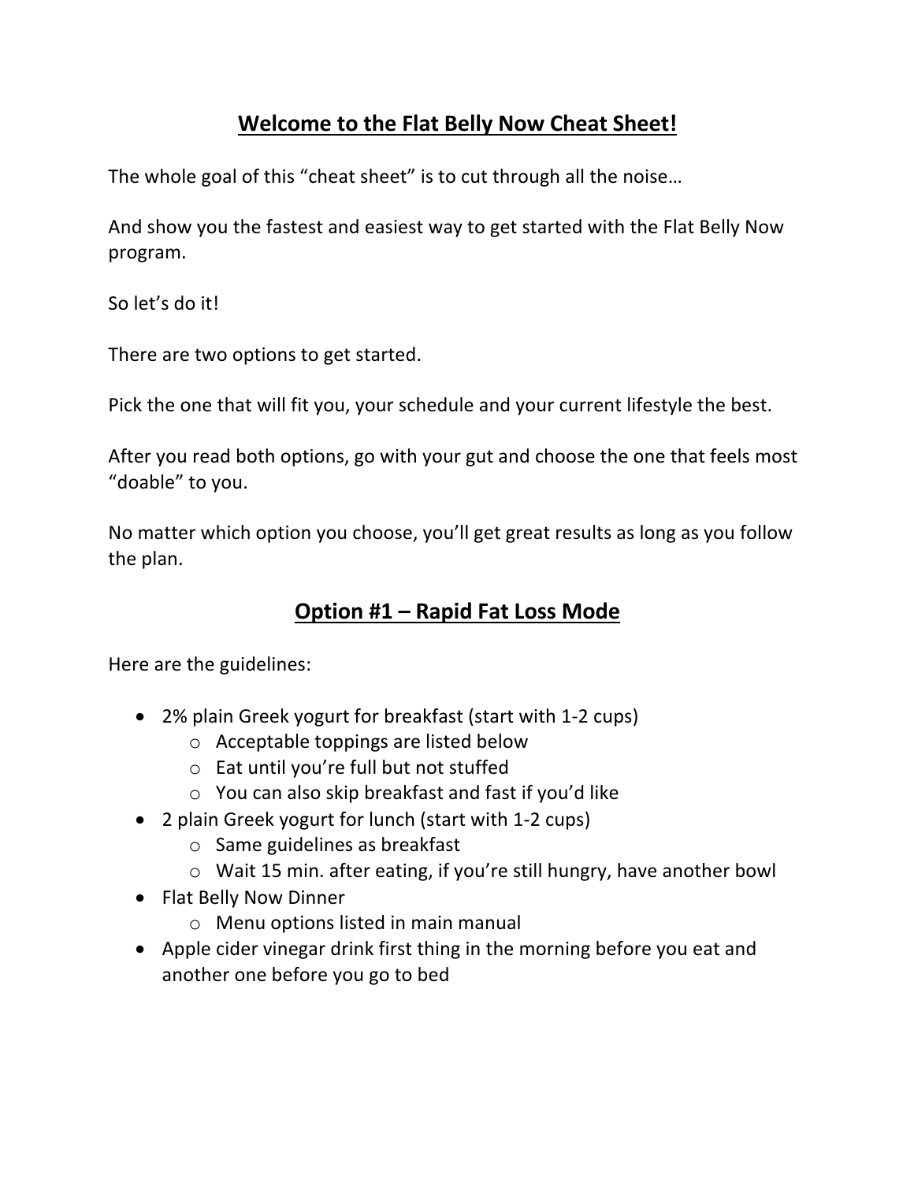## Welcome to the Flat Belly Now Cheat Sheet!

The whole goal of this "cheat sheet" is to cut through all the noise…

And show you the fastest and easiest way to get started with the Flat Belly Now program.

So let's do it!

There are two options to get started.

Pick the one that will fit you, your schedule and your current lifestyle the best.

After you read both options, go with your gut and choose the one that feels most "doable" to you.

No matter which option you choose, you'll get great results as long as you follow the plan.

## Option #1 – Rapid Fat Loss Mode

Here are the guidelines:

- 2% plain Greek yogurt for breakfast (start with 1-2 cups)
  - Acceptable toppings are listed below
  - Eat until you're full but not stuffed
  - You can also skip breakfast and fast if you'd like
- 2 plain Greek yogurt for lunch (start with 1-2 cups)
  - Same guidelines as breakfast
  - Wait 15 min. after eating, if you're still hungry, have another bowl
- Flat Belly Now Dinner
  - Menu options listed in main manual
- Apple cider vinegar drink first thing in the morning before you eat and another one before you go to bed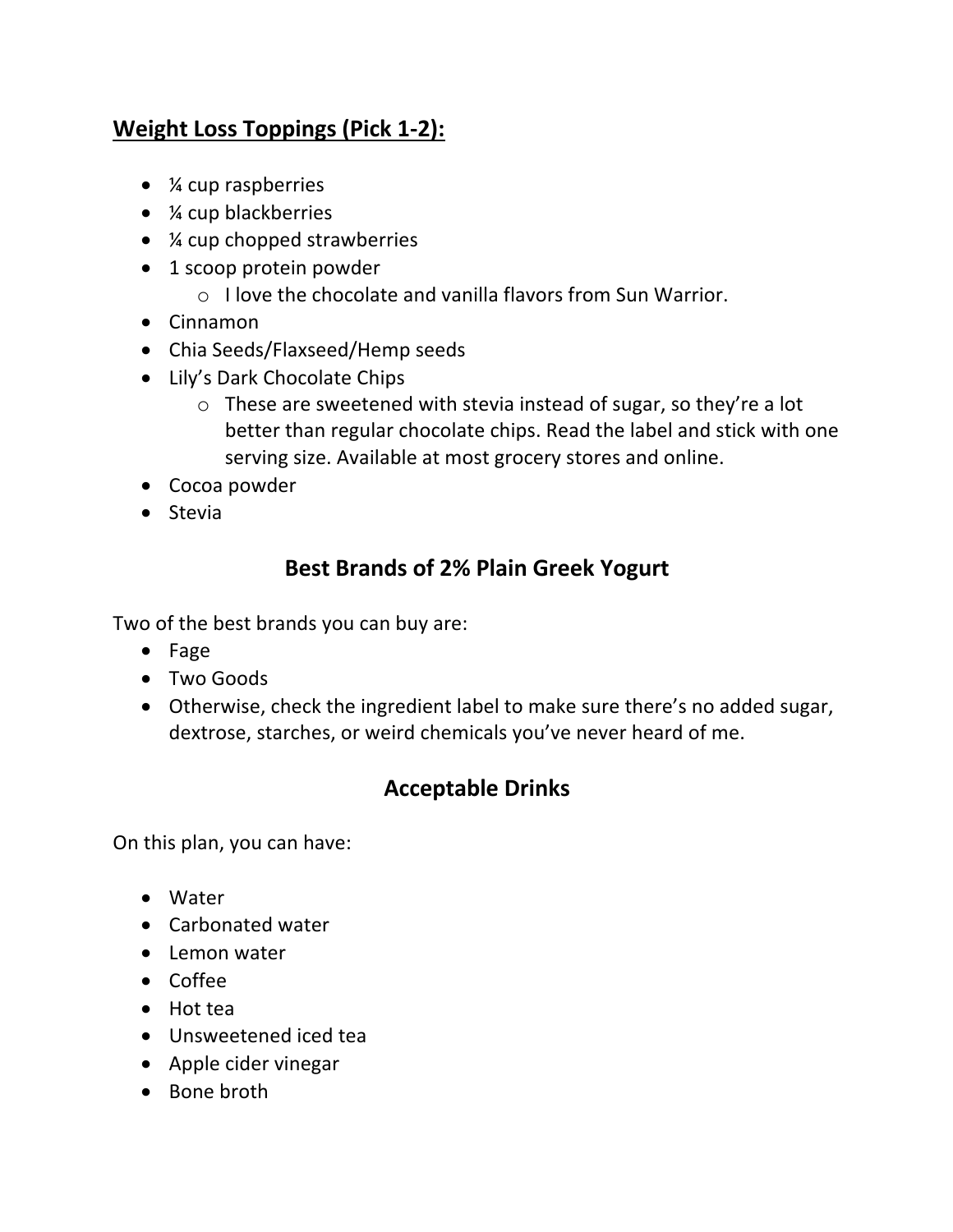## Weight Loss Toppings (Pick 1-2):

- ¼ cup raspberries
- ¼ cup blackberries
- ¼ cup chopped strawberries
- 1 scoop protein powder
  - I love the chocolate and vanilla flavors from Sun Warrior.
- Cinnamon
- Chia Seeds/Flaxseed/Hemp seeds
- Lily's Dark Chocolate Chips
  - These are sweetened with stevia instead of sugar, so they're a lot better than regular chocolate chips. Read the label and stick with one serving size. Available at most grocery stores and online.
- Cocoa powder
- Stevia

## Best Brands of 2% Plain Greek Yogurt

Two of the best brands you can buy are:

- Fage
- Two Goods
- Otherwise, check the ingredient label to make sure there's no added sugar, dextrose, starches, or weird chemicals you've never heard of me.

## Acceptable Drinks

On this plan, you can have:

- Water
- Carbonated water
- Lemon water
- Coffee
- Hot tea
- Unsweetened iced tea
- Apple cider vinegar
- Bone broth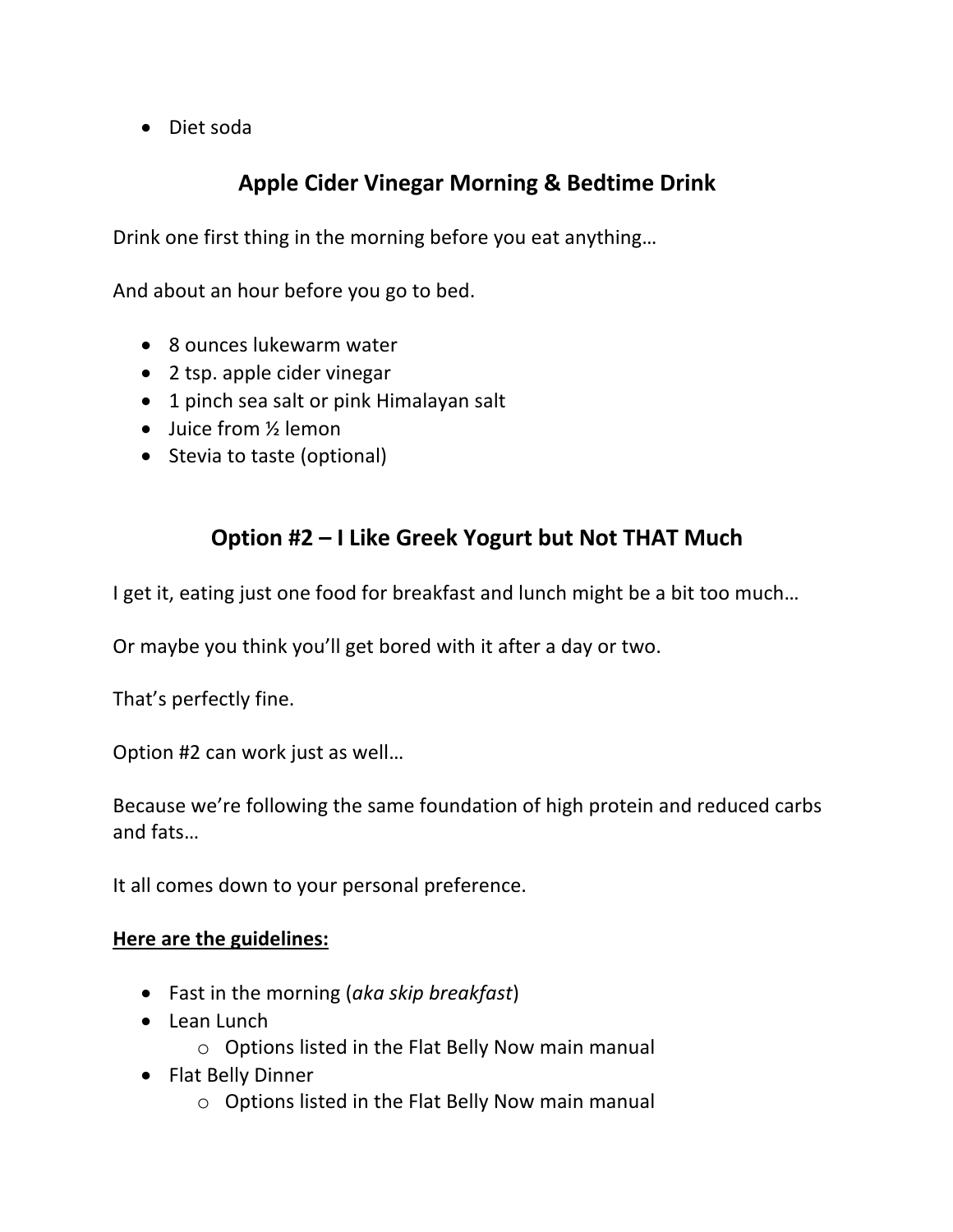- Diet soda

## Apple Cider Vinegar Morning & Bedtime Drink

Drink one first thing in the morning before you eat anything…

And about an hour before you go to bed.

- 8 ounces lukewarm water
- 2 tsp. apple cider vinegar
- 1 pinch sea salt or pink Himalayan salt
- Juice from ½ lemon
- Stevia to taste (optional)

## Option #2 – I Like Greek Yogurt but Not THAT Much

I get it, eating just one food for breakfast and lunch might be a bit too much…

Or maybe you think you'll get bored with it after a day or two.

That's perfectly fine.

Option #2 can work just as well…

Because we're following the same foundation of high protein and reduced carbs and fats…

It all comes down to your personal preference.

**<u>Here are the guidelines:</u>**

- Fast in the morning (*aka skip breakfast*)
- Lean Lunch
  - Options listed in the Flat Belly Now main manual
- Flat Belly Dinner
  - Options listed in the Flat Belly Now main manual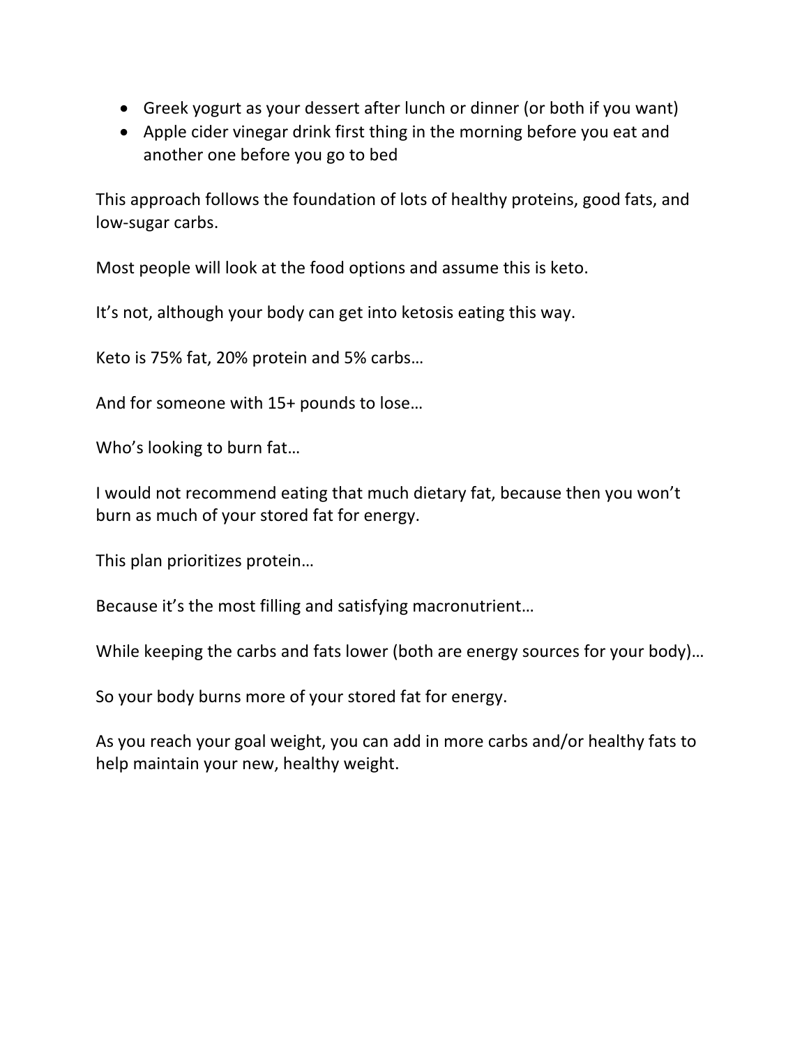- Greek yogurt as your dessert after lunch or dinner (or both if you want)
- Apple cider vinegar drink first thing in the morning before you eat and another one before you go to bed

This approach follows the foundation of lots of healthy proteins, good fats, and low-sugar carbs.

Most people will look at the food options and assume this is keto.

It's not, although your body can get into ketosis eating this way.

Keto is 75% fat, 20% protein and 5% carbs…

And for someone with 15+ pounds to lose…

Who's looking to burn fat…

I would not recommend eating that much dietary fat, because then you won't burn as much of your stored fat for energy.

This plan prioritizes protein…

Because it's the most filling and satisfying macronutrient…

While keeping the carbs and fats lower (both are energy sources for your body)…

So your body burns more of your stored fat for energy.

As you reach your goal weight, you can add in more carbs and/or healthy fats to help maintain your new, healthy weight.